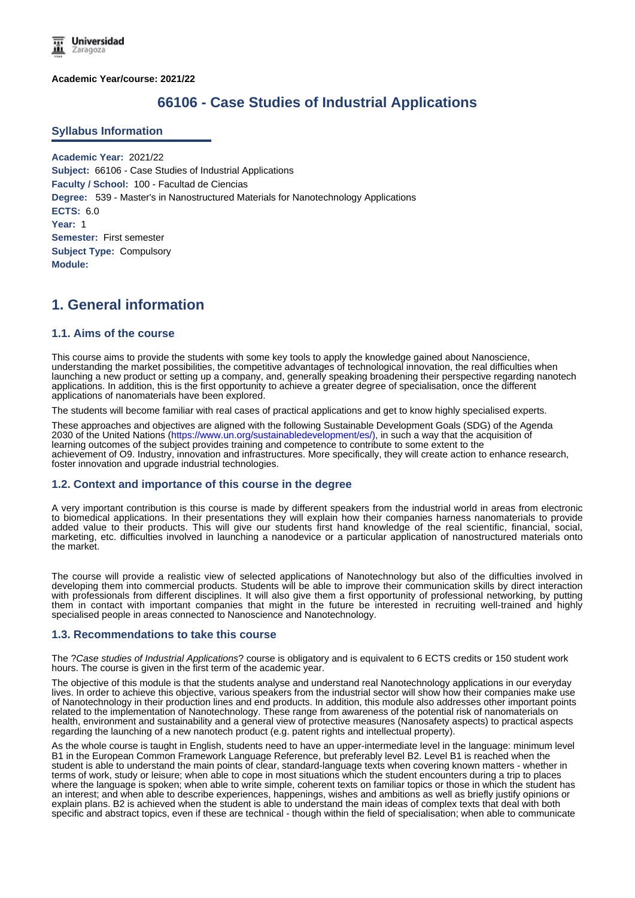**Academic Year/course: 2021/22**

# 66106 - Case Studies of Industrial Applications

## Syllabus Information

**Academic Year:** 2021/22
**Subject:** 66106 - Case Studies of Industrial Applications
**Faculty / School:** 100 - Facultad de Ciencias
**Degree:** 539 - Master's in Nanostructured Materials for Nanotechnology Applications
**ECTS:** 6.0
**Year:** 1
**Semester:** First semester
**Subject Type:** Compulsory
**Module:**

# 1. General information

## 1.1. Aims of the course

This course aims to provide the students with some key tools to apply the knowledge gained about Nanoscience, understanding the market possibilities, the competitive advantages of technological innovation, the real difficulties when launching a new product or setting up a company, and, generally speaking broadening their perspective regarding nanotech applications. In addition, this is the first opportunity to achieve a greater degree of specialisation, once the different applications of nanomaterials have been explored.

The students will become familiar with real cases of practical applications and get to know highly specialised experts.

These approaches and objectives are aligned with the following Sustainable Development Goals (SDG) of the Agenda 2030 of the United Nations (https://www.un.org/sustainabledevelopment/es/), in such a way that the acquisition of learning outcomes of the subject provides training and competence to contribute to some extent to the achievement of O9. Industry, innovation and infrastructures. More specifically, they will create action to enhance research, foster innovation and upgrade industrial technologies.

## 1.2. Context and importance of this course in the degree

A very important contribution is this course is made by different speakers from the industrial world in areas from electronic to biomedical applications. In their presentations they will explain how their companies harness nanomaterials to provide added value to their products. This will give our students first hand knowledge of the real scientific, financial, social, marketing, etc. difficulties involved in launching a nanodevice or a particular application of nanostructured materials onto the market.

The course will provide a realistic view of selected applications of Nanotechnology but also of the difficulties involved in developing them into commercial products. Students will be able to improve their communication skills by direct interaction with professionals from different disciplines. It will also give them a first opportunity of professional networking, by putting them in contact with important companies that might in the future be interested in recruiting well-trained and highly specialised people in areas connected to Nanoscience and Nanotechnology.

## 1.3. Recommendations to take this course

The ?*Case studies of Industrial Applications*? course is obligatory and is equivalent to 6 ECTS credits or 150 student work hours. The course is given in the first term of the academic year.

The objective of this module is that the students analyse and understand real Nanotechnology applications in our everyday lives. In order to achieve this objective, various speakers from the industrial sector will show how their companies make use of Nanotechnology in their production lines and end products. In addition, this module also addresses other important points related to the implementation of Nanotechnology. These range from awareness of the potential risk of nanomaterials on health, environment and sustainability and a general view of protective measures (Nanosafety aspects) to practical aspects regarding the launching of a new nanotech product (e.g. patent rights and intellectual property).

As the whole course is taught in English, students need to have an upper-intermediate level in the language: minimum level B1 in the European Common Framework Language Reference, but preferably level B2. Level B1 is reached when the student is able to understand the main points of clear, standard-language texts when covering known matters - whether in terms of work, study or leisure; when able to cope in most situations which the student encounters during a trip to places where the language is spoken; when able to write simple, coherent texts on familiar topics or those in which the student has an interest; and when able to describe experiences, happenings, wishes and ambitions as well as briefly justify opinions or explain plans. B2 is achieved when the student is able to understand the main ideas of complex texts that deal with both specific and abstract topics, even if these are technical - though within the field of specialisation; when able to communicate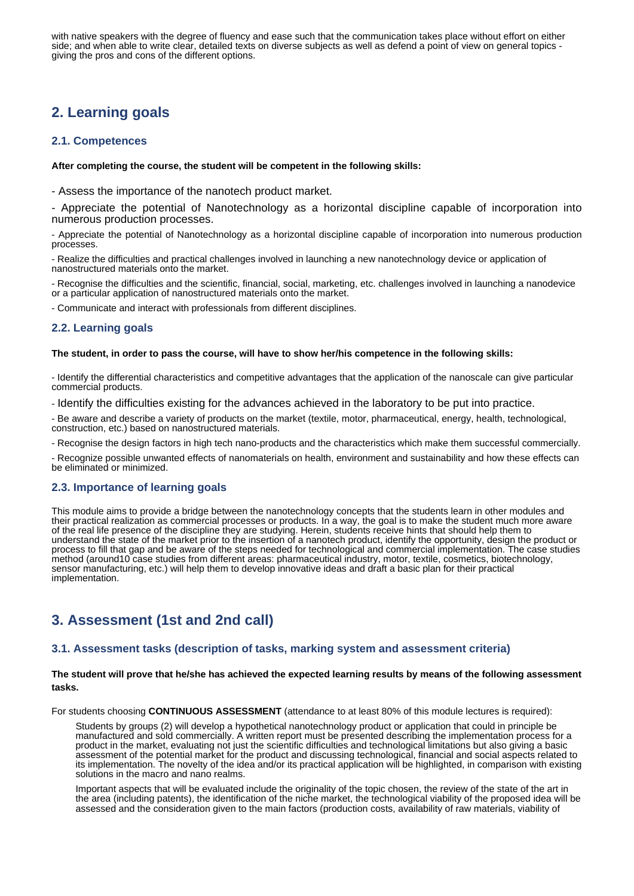with native speakers with the degree of fluency and ease such that the communication takes place without effort on either side; and when able to write clear, detailed texts on diverse subjects as well as defend a point of view on general topics - giving the pros and cons of the different options.

## 2. Learning goals

### 2.1. Competences

**After completing the course, the student will be competent in the following skills:**

- Assess the importance of the nanotech product market.

- Appreciate the potential of Nanotechnology as a horizontal discipline capable of incorporation into numerous production processes.

- Appreciate the potential of Nanotechnology as a horizontal discipline capable of incorporation into numerous production processes.

- Realize the difficulties and practical challenges involved in launching a new nanotechnology device or application of nanostructured materials onto the market.

- Recognise the difficulties and the scientific, financial, social, marketing, etc. challenges involved in launching a nanodevice or a particular application of nanostructured materials onto the market.

- Communicate and interact with professionals from different disciplines.

### 2.2. Learning goals

**The student, in order to pass the course, will have to show her/his competence in the following skills:**

- Identify the differential characteristics and competitive advantages that the application of the nanoscale can give particular commercial products.

- Identify the difficulties existing for the advances achieved in the laboratory to be put into practice.

- Be aware and describe a variety of products on the market (textile, motor, pharmaceutical, energy, health, technological, construction, etc.) based on nanostructured materials.

- Recognise the design factors in high tech nano-products and the characteristics which make them successful commercially.

- Recognize possible unwanted effects of nanomaterials on health, environment and sustainability and how these effects can be eliminated or minimized.

### 2.3. Importance of learning goals

This module aims to provide a bridge between the nanotechnology concepts that the students learn in other modules and their practical realization as commercial processes or products. In a way, the goal is to make the student much more aware of the real life presence of the discipline they are studying. Herein, students receive hints that should help them to understand the state of the market prior to the insertion of a nanotech product, identify the opportunity, design the product or process to fill that gap and be aware of the steps needed for technological and commercial implementation. The case studies method (around10 case studies from different areas: pharmaceutical industry, motor, textile, cosmetics, biotechnology, sensor manufacturing, etc.) will help them to develop innovative ideas and draft a basic plan for their practical implementation.

## 3. Assessment (1st and 2nd call)

### 3.1. Assessment tasks (description of tasks, marking system and assessment criteria)

**The student will prove that he/she has achieved the expected learning results by means of the following assessment tasks.**

For students choosing **CONTINUOUS ASSESSMENT** (attendance to at least 80% of this module lectures is required):

> Students by groups (2) will develop a hypothetical nanotechnology product or application that could in principle be manufactured and sold commercially. A written report must be presented describing the implementation process for a product in the market, evaluating not just the scientific difficulties and technological limitations but also giving a basic assessment of the potential market for the product and discussing technological, financial and social aspects related to its implementation. The novelty of the idea and/or its practical application will be highlighted, in comparison with existing solutions in the macro and nano realms.
>
> Important aspects that will be evaluated include the originality of the topic chosen, the review of the state of the art in the area (including patents), the identification of the niche market, the technological viability of the proposed idea will be assessed and the consideration given to the main factors (production costs, availability of raw materials, viability of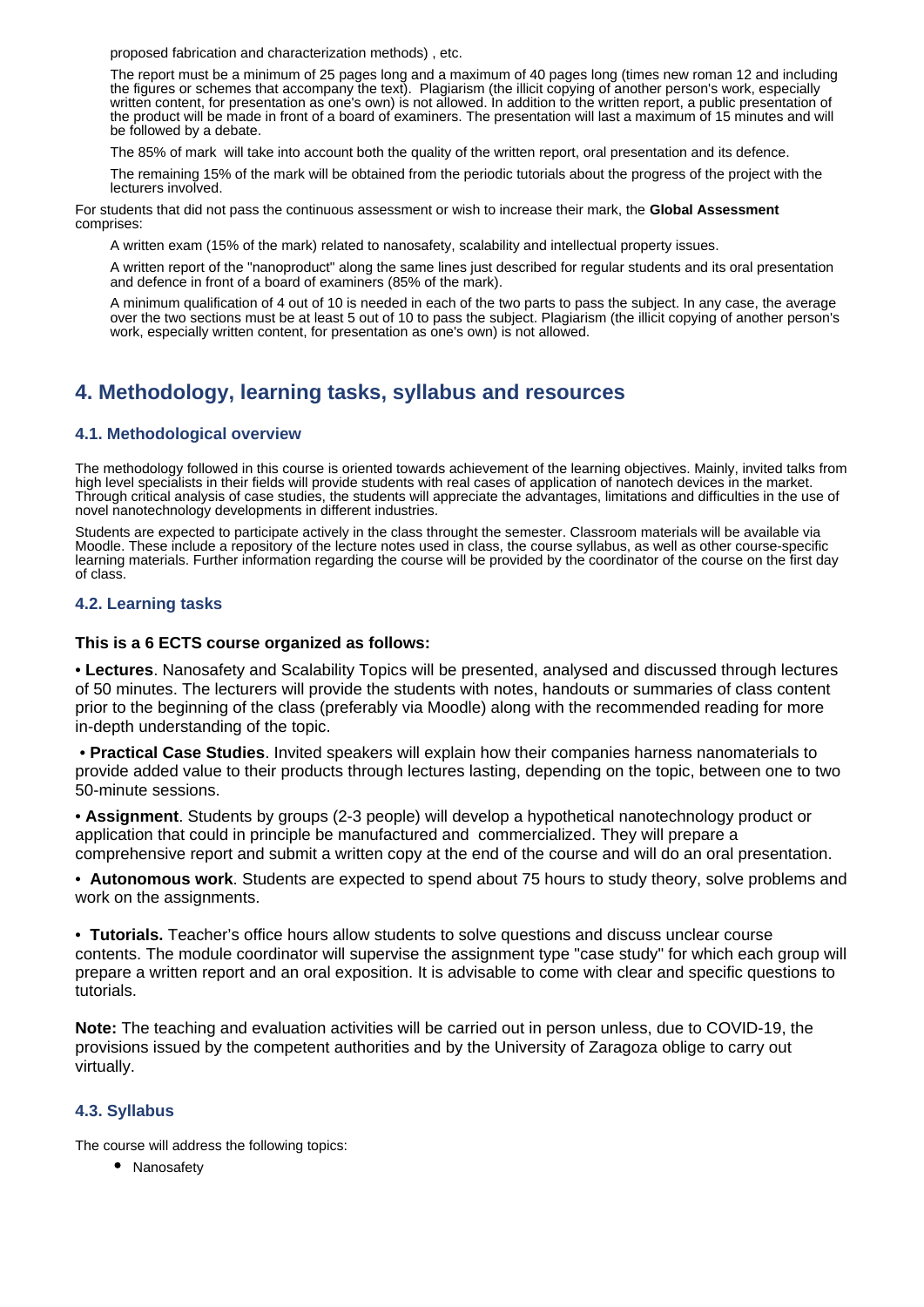proposed fabrication and characterization methods) , etc.

The report must be a minimum of 25 pages long and a maximum of 40 pages long (times new roman 12 and including the figures or schemes that accompany the text). Plagiarism (the illicit copying of another person's work, especially written content, for presentation as one's own) is not allowed. In addition to the written report, a public presentation of the product will be made in front of a board of examiners. The presentation will last a maximum of 15 minutes and will be followed by a debate.

The 85% of mark will take into account both the quality of the written report, oral presentation and its defence.

The remaining 15% of the mark will be obtained from the periodic tutorials about the progress of the project with the lecturers involved.

For students that did not pass the continuous assessment or wish to increase their mark, the **Global Assessment** comprises:

A written exam (15% of the mark) related to nanosafety, scalability and intellectual property issues.

A written report of the "nanoproduct" along the same lines just described for regular students and its oral presentation and defence in front of a board of examiners (85% of the mark).

A minimum qualification of 4 out of 10 is needed in each of the two parts to pass the subject. In any case, the average over the two sections must be at least 5 out of 10 to pass the subject. Plagiarism (the illicit copying of another person's work, especially written content, for presentation as one's own) is not allowed.

## 4. Methodology, learning tasks, syllabus and resources

### 4.1. Methodological overview

The methodology followed in this course is oriented towards achievement of the learning objectives. Mainly, invited talks from high level specialists in their fields will provide students with real cases of application of nanotech devices in the market. Through critical analysis of case studies, the students will appreciate the advantages, limitations and difficulties in the use of novel nanotechnology developments in different industries.

Students are expected to participate actively in the class throught the semester. Classroom materials will be available via Moodle. These include a repository of the lecture notes used in class, the course syllabus, as well as other course-specific learning materials. Further information regarding the course will be provided by the coordinator of the course on the first day of class.

### 4.2. Learning tasks

**This is a 6 ECTS course organized as follows:**

• **Lectures**. Nanosafety and Scalability Topics will be presented, analysed and discussed through lectures of 50 minutes. The lecturers will provide the students with notes, handouts or summaries of class content prior to the beginning of the class (preferably via Moodle) along with the recommended reading for more in-depth understanding of the topic.

• **Practical Case Studies**. Invited speakers will explain how their companies harness nanomaterials to provide added value to their products through lectures lasting, depending on the topic, between one to two 50-minute sessions.

• **Assignment**. Students by groups (2-3 people) will develop a hypothetical nanotechnology product or application that could in principle be manufactured and commercialized. They will prepare a comprehensive report and submit a written copy at the end of the course and will do an oral presentation.

• **Autonomous work**. Students are expected to spend about 75 hours to study theory, solve problems and work on the assignments.

• **Tutorials.** Teacher's office hours allow students to solve questions and discuss unclear course contents. The module coordinator will supervise the assignment type "case study" for which each group will prepare a written report and an oral exposition. It is advisable to come with clear and specific questions to tutorials.

**Note:** The teaching and evaluation activities will be carried out in person unless, due to COVID-19, the provisions issued by the competent authorities and by the University of Zaragoza oblige to carry out virtually.

### 4.3. Syllabus

The course will address the following topics:

- Nanosafety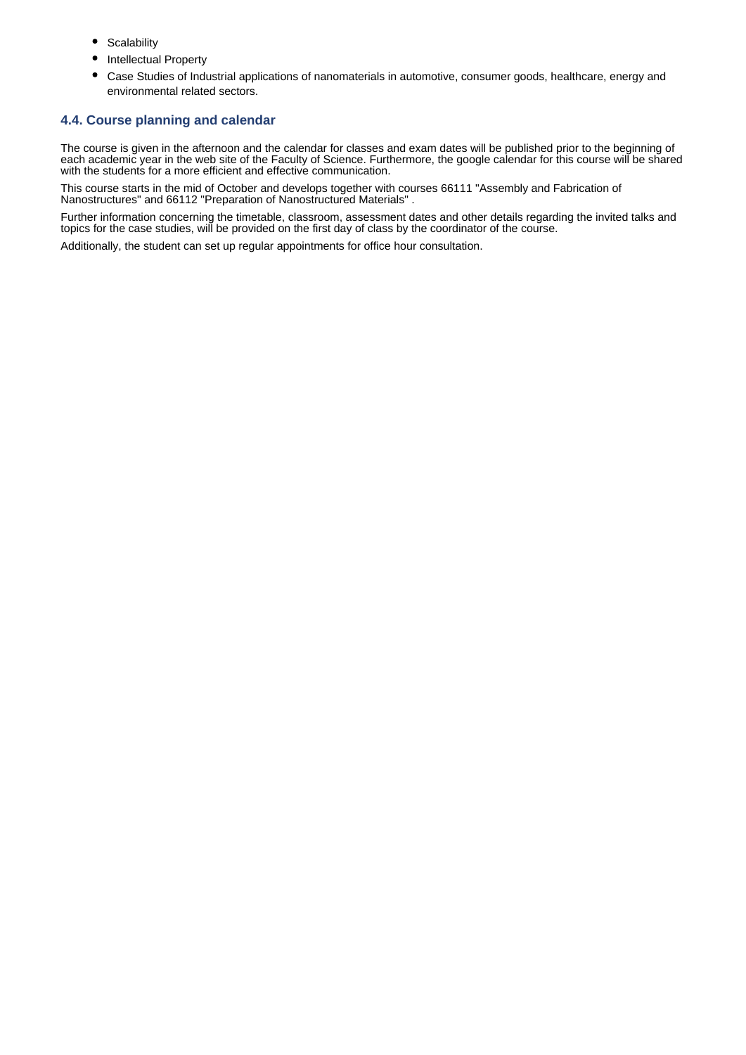- Scalability
- Intellectual Property
- Case Studies of Industrial applications of nanomaterials in automotive, consumer goods, healthcare, energy and environmental related sectors.

### 4.4. Course planning and calendar

The course is given in the afternoon and the calendar for classes and exam dates will be published prior to the beginning of each academic year in the web site of the Faculty of Science. Furthermore, the google calendar for this course will be shared with the students for a more efficient and effective communication.

This course starts in the mid of October and develops together with courses 66111 "Assembly and Fabrication of Nanostructures" and 66112 "Preparation of Nanostructured Materials" .

Further information concerning the timetable, classroom, assessment dates and other details regarding the invited talks and topics for the case studies, will be provided on the first day of class by the coordinator of the course.

Additionally, the student can set up regular appointments for office hour consultation.